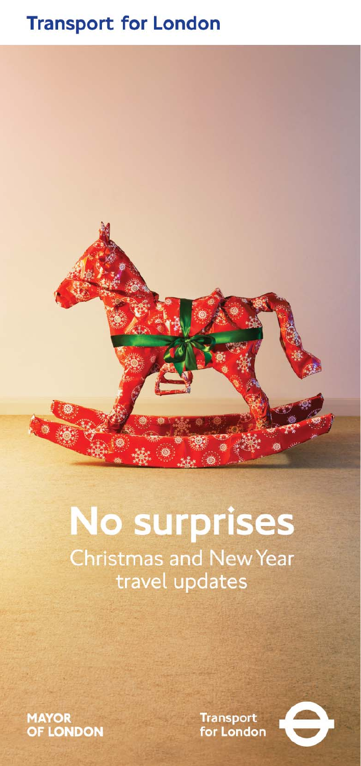Transport for London

# No surprises

## Christmas and New Year travel updates

MAYOR OF LONDON

Transport for London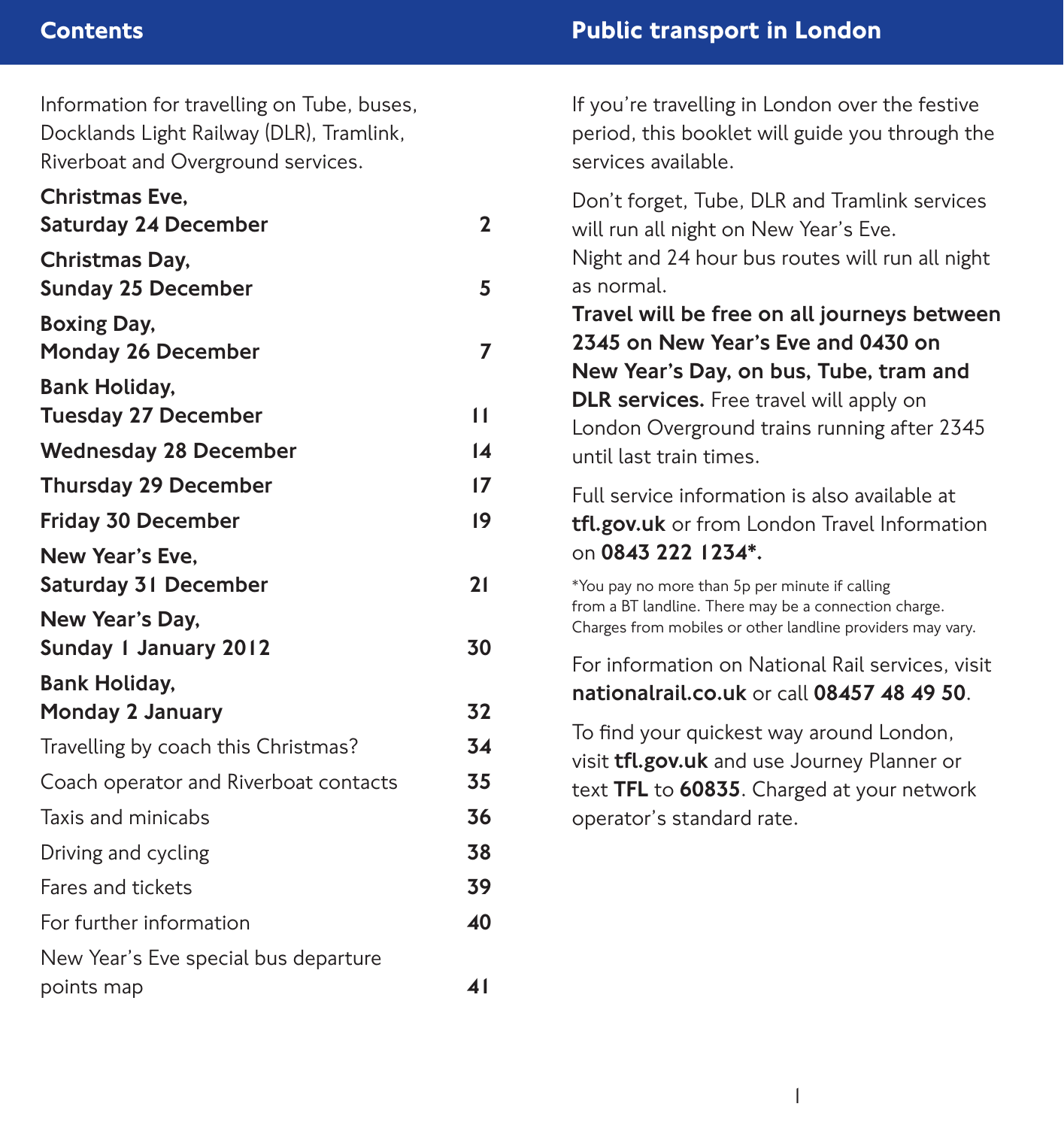## Contents

Information for travelling on Tube, buses, Docklands Light Railway (DLR), Tramlink, Riverboat and Overground services.

| | |
|---|---|
| **Christmas Eve, Saturday 24 December** | **2** |
| **Christmas Day, Sunday 25 December** | **5** |
| **Boxing Day, Monday 26 December** | **7** |
| **Bank Holiday, Tuesday 27 December** | **11** |
| **Wednesday 28 December** | **14** |
| **Thursday 29 December** | **17** |
| **Friday 30 December** | **19** |
| **New Year's Eve, Saturday 31 December** | **21** |
| **New Year's Day, Sunday 1 January 2012** | **30** |
| **Bank Holiday, Monday 2 January** | **32** |
| Travelling by coach this Christmas? | **34** |
| Coach operator and Riverboat contacts | **35** |
| Taxis and minicabs | **36** |
| Driving and cycling | **38** |
| Fares and tickets | **39** |
| For further information | **40** |
| New Year's Eve special bus departure points map | **41** |

## Public transport in London

If you're travelling in London over the festive period, this booklet will guide you through the services available.

Don't forget, Tube, DLR and Tramlink services will run all night on New Year's Eve. Night and 24 hour bus routes will run all night as normal. **Travel will be free on all journeys between 2345 on New Year's Eve and 0430 on New Year's Day, on bus, Tube, tram and DLR services.** Free travel will apply on London Overground trains running after 2345 until last train times.

Full service information is also available at **tfl.gov.uk** or from London Travel Information on **0843 222 1234*.**

*You pay no more than 5p per minute if calling from a BT landline. There may be a connection charge. Charges from mobiles or other landline providers may vary.

For information on National Rail services, visit **nationalrail.co.uk** or call **08457 48 49 50**.

To find your quickest way around London, visit **tfl.gov.uk** and use Journey Planner or text **TFL** to **60835**. Charged at your network operator's standard rate.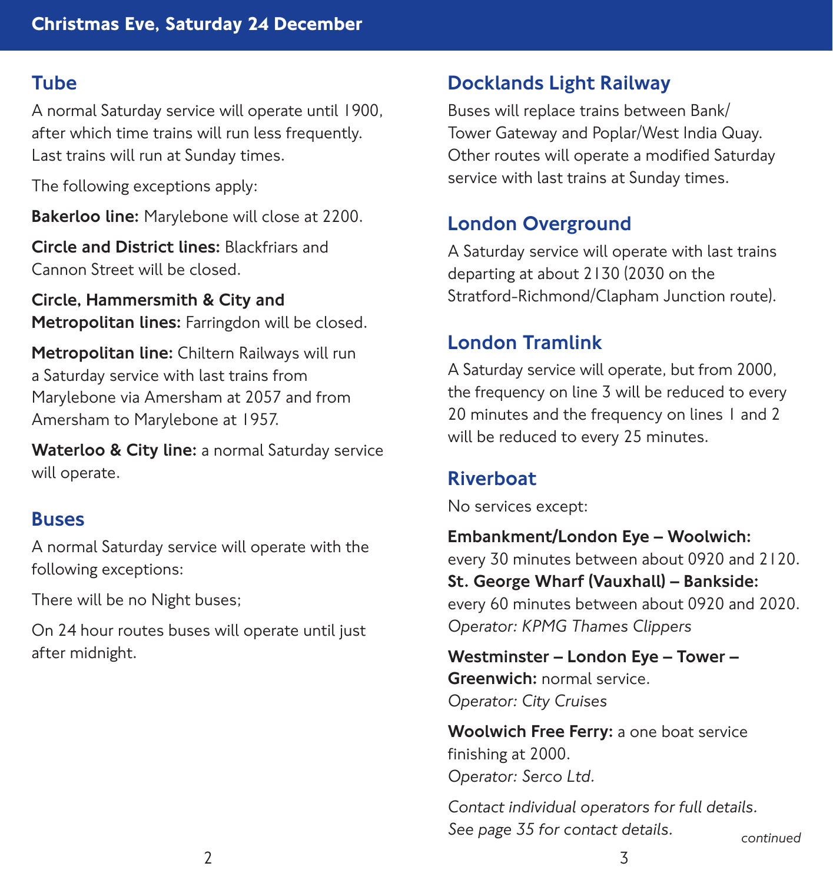# Christmas Eve, Saturday 24 December

## Tube

A normal Saturday service will operate until 1900, after which time trains will run less frequently. Last trains will run at Sunday times.

The following exceptions apply:

**Bakerloo line:** Marylebone will close at 2200.

**Circle and District lines:** Blackfriars and Cannon Street will be closed.

**Circle, Hammersmith & City and Metropolitan lines:** Farringdon will be closed.

**Metropolitan line:** Chiltern Railways will run a Saturday service with last trains from Marylebone via Amersham at 2057 and from Amersham to Marylebone at 1957.

**Waterloo & City line:** a normal Saturday service will operate.

## Buses

A normal Saturday service will operate with the following exceptions:

There will be no Night buses;

On 24 hour routes buses will operate until just after midnight.

## Docklands Light Railway

Buses will replace trains between Bank/Tower Gateway and Poplar/West India Quay. Other routes will operate a modified Saturday service with last trains at Sunday times.

## London Overground

A Saturday service will operate with last trains departing at about 2130 (2030 on the Stratford-Richmond/Clapham Junction route).

## London Tramlink

A Saturday service will operate, but from 2000, the frequency on line 3 will be reduced to every 20 minutes and the frequency on lines 1 and 2 will be reduced to every 25 minutes.

## Riverboat

No services except:

**Embankment/London Eye – Woolwich:** every 30 minutes between about 0920 and 2120.
**St. George Wharf (Vauxhall) – Bankside:** every 60 minutes between about 0920 and 2020.
*Operator: KPMG Thames Clippers*

**Westminster – London Eye – Tower – Greenwich:** normal service.
*Operator: City Cruises*

**Woolwich Free Ferry:** a one boat service finishing at 2000.
*Operator: Serco Ltd.*

*Contact individual operators for full details. See page 35 for contact details.*

*continued*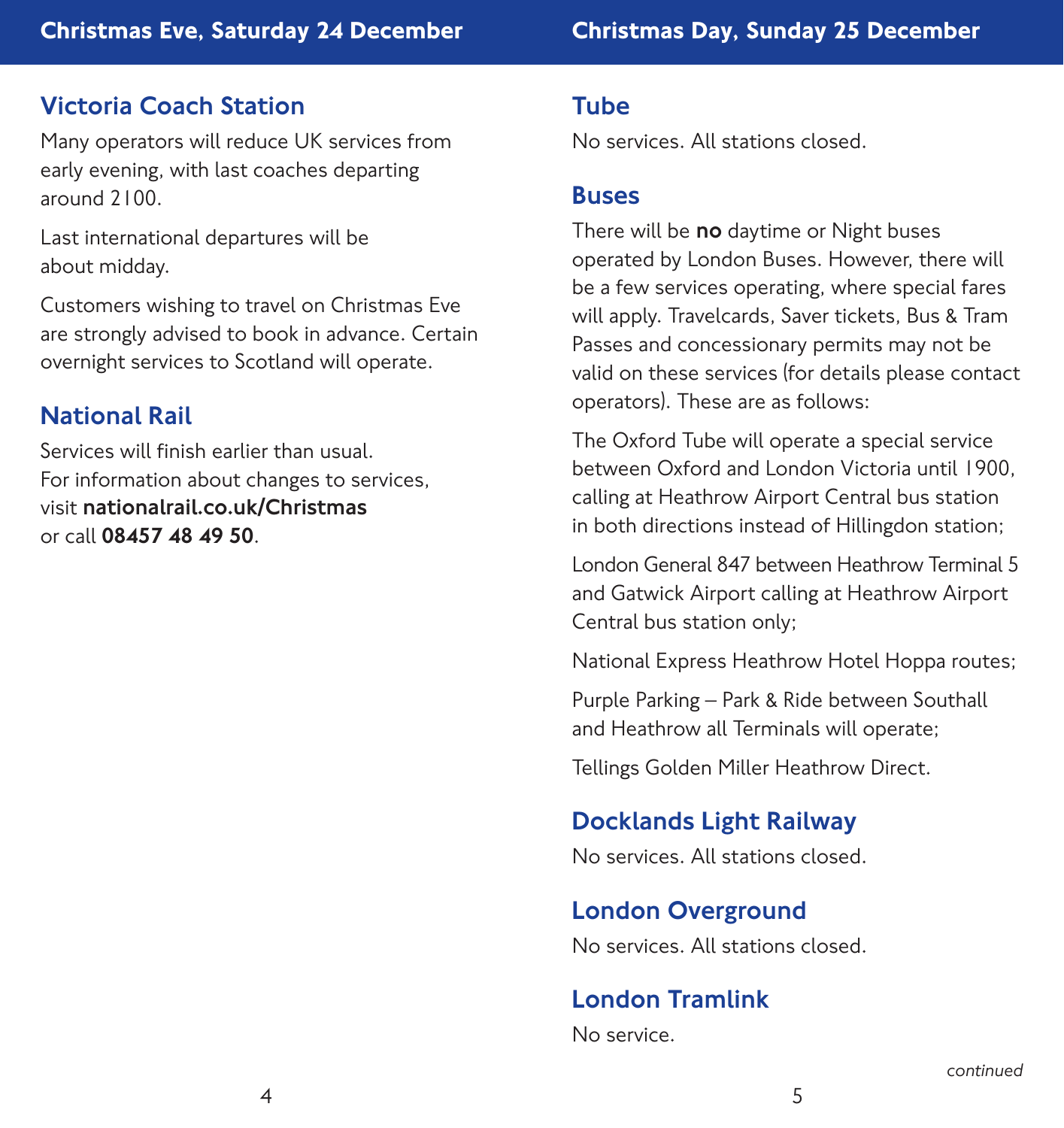## Christmas Eve, Saturday 24 December

### Victoria Coach Station

Many operators will reduce UK services from early evening, with last coaches departing around 2100.

Last international departures will be about midday.

Customers wishing to travel on Christmas Eve are strongly advised to book in advance. Certain overnight services to Scotland will operate.

### National Rail

Services will finish earlier than usual. For information about changes to services, visit **nationalrail.co.uk/Christmas** or call **08457 48 49 50**.

## Christmas Day, Sunday 25 December

### Tube

No services. All stations closed.

### Buses

There will be **no** daytime or Night buses operated by London Buses. However, there will be a few services operating, where special fares will apply. Travelcards, Saver tickets, Bus & Tram Passes and concessionary permits may not be valid on these services (for details please contact operators). These are as follows:

The Oxford Tube will operate a special service between Oxford and London Victoria until 1900, calling at Heathrow Airport Central bus station in both directions instead of Hillingdon station;

London General 847 between Heathrow Terminal 5 and Gatwick Airport calling at Heathrow Airport Central bus station only;

National Express Heathrow Hotel Hoppa routes;

Purple Parking – Park & Ride between Southall and Heathrow all Terminals will operate;

Tellings Golden Miller Heathrow Direct.

### Docklands Light Railway

No services. All stations closed.

### London Overground

No services. All stations closed.

### London Tramlink

No service.

*continued*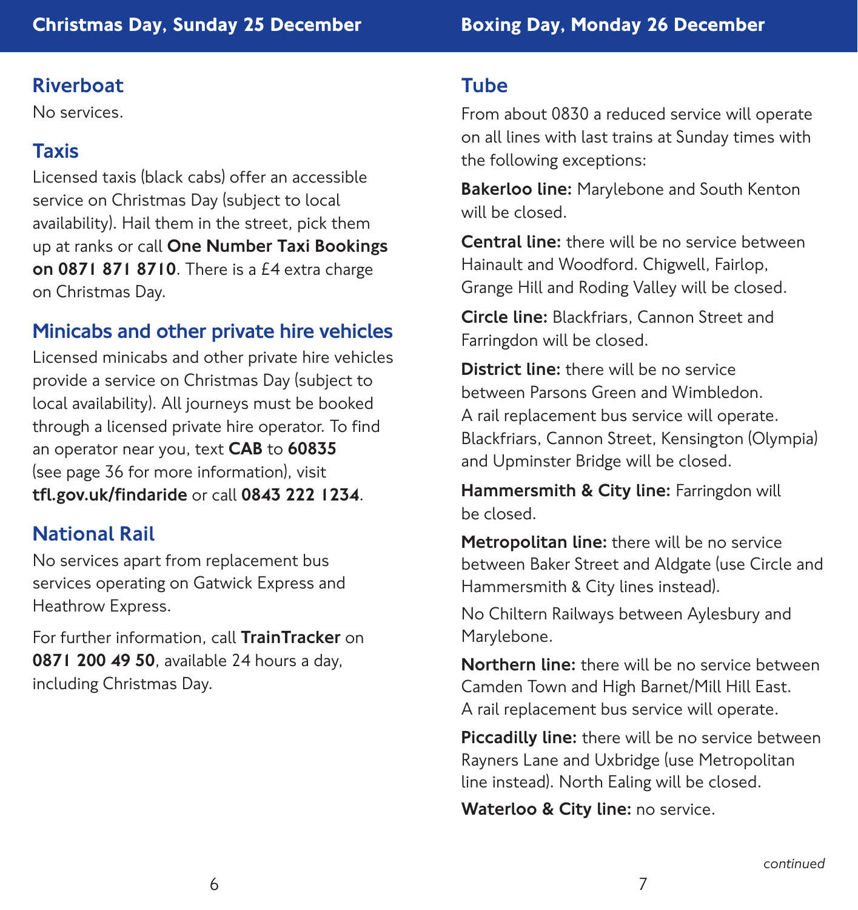## Christmas Day, Sunday 25 December

### Riverboat

No services.

### Taxis

Licensed taxis (black cabs) offer an accessible service on Christmas Day (subject to local availability). Hail them in the street, pick them up at ranks or call **One Number Taxi Bookings on 0871 871 8710**. There is a £4 extra charge on Christmas Day.

### Minicabs and other private hire vehicles

Licensed minicabs and other private hire vehicles provide a service on Christmas Day (subject to local availability). All journeys must be booked through a licensed private hire operator. To find an operator near you, text **CAB** to **60835** (see page 36 for more information), visit **tfl.gov.uk/findaride** or call **0843 222 1234**.

### National Rail

No services apart from replacement bus services operating on Gatwick Express and Heathrow Express.

For further information, call **TrainTracker** on **0871 200 49 50**, available 24 hours a day, including Christmas Day.

## Boxing Day, Monday 26 December

### Tube

From about 0830 a reduced service will operate on all lines with last trains at Sunday times with the following exceptions:

**Bakerloo line:** Marylebone and South Kenton will be closed.

**Central line:** there will be no service between Hainault and Woodford. Chigwell, Fairlop, Grange Hill and Roding Valley will be closed.

**Circle line:** Blackfriars, Cannon Street and Farringdon will be closed.

**District line:** there will be no service between Parsons Green and Wimbledon. A rail replacement bus service will operate. Blackfriars, Cannon Street, Kensington (Olympia) and Upminster Bridge will be closed.

**Hammersmith & City line:** Farringdon will be closed.

**Metropolitan line:** there will be no service between Baker Street and Aldgate (use Circle and Hammersmith & City lines instead).

No Chiltern Railways between Aylesbury and Marylebone.

**Northern line:** there will be no service between Camden Town and High Barnet/Mill Hill East. A rail replacement bus service will operate.

**Piccadilly line:** there will be no service between Rayners Lane and Uxbridge (use Metropolitan line instead). North Ealing will be closed.

**Waterloo & City line:** no service.

*continued*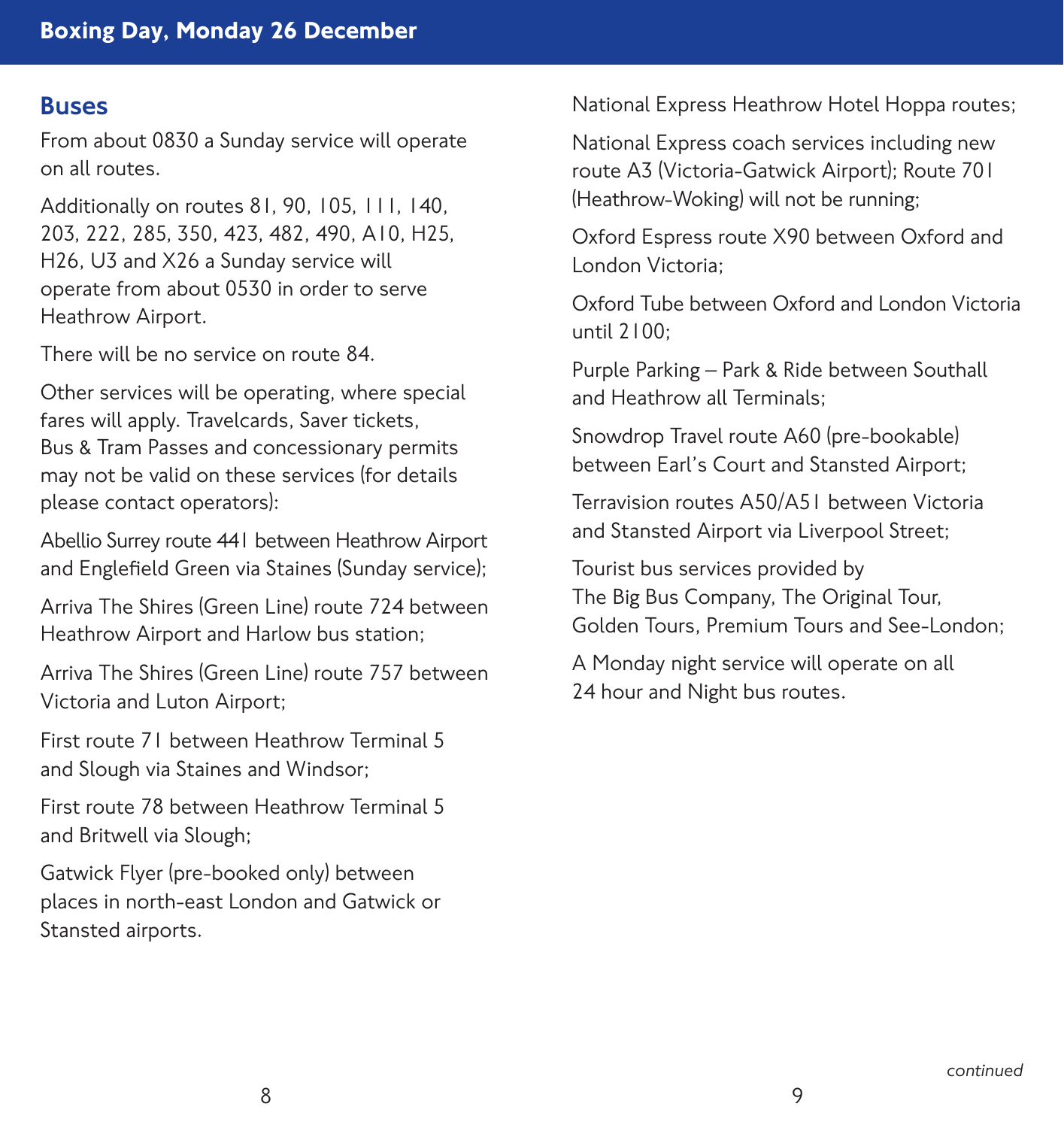## Boxing Day, Monday 26 December

### Buses

From about 0830 a Sunday service will operate on all routes.

Additionally on routes 81, 90, 105, 111, 140, 203, 222, 285, 350, 423, 482, 490, A10, H25, H26, U3 and X26 a Sunday service will operate from about 0530 in order to serve Heathrow Airport.

There will be no service on route 84.

Other services will be operating, where special fares will apply. Travelcards, Saver tickets, Bus & Tram Passes and concessionary permits may not be valid on these services (for details please contact operators):

Abellio Surrey route 441 between Heathrow Airport and Englefield Green via Staines (Sunday service);

Arriva The Shires (Green Line) route 724 between Heathrow Airport and Harlow bus station;

Arriva The Shires (Green Line) route 757 between Victoria and Luton Airport;

First route 71 between Heathrow Terminal 5 and Slough via Staines and Windsor;

First route 78 between Heathrow Terminal 5 and Britwell via Slough;

Gatwick Flyer (pre-booked only) between places in north-east London and Gatwick or Stansted airports.

National Express Heathrow Hotel Hoppa routes;

National Express coach services including new route A3 (Victoria-Gatwick Airport); Route 701 (Heathrow-Woking) will not be running;

Oxford Espress route X90 between Oxford and London Victoria;

Oxford Tube between Oxford and London Victoria until 2100;

Purple Parking – Park & Ride between Southall and Heathrow all Terminals;

Snowdrop Travel route A60 (pre-bookable) between Earl's Court and Stansted Airport;

Terravision routes A50/A51 between Victoria and Stansted Airport via Liverpool Street;

Tourist bus services provided by The Big Bus Company, The Original Tour, Golden Tours, Premium Tours and See-London;

A Monday night service will operate on all 24 hour and Night bus routes.

*continued*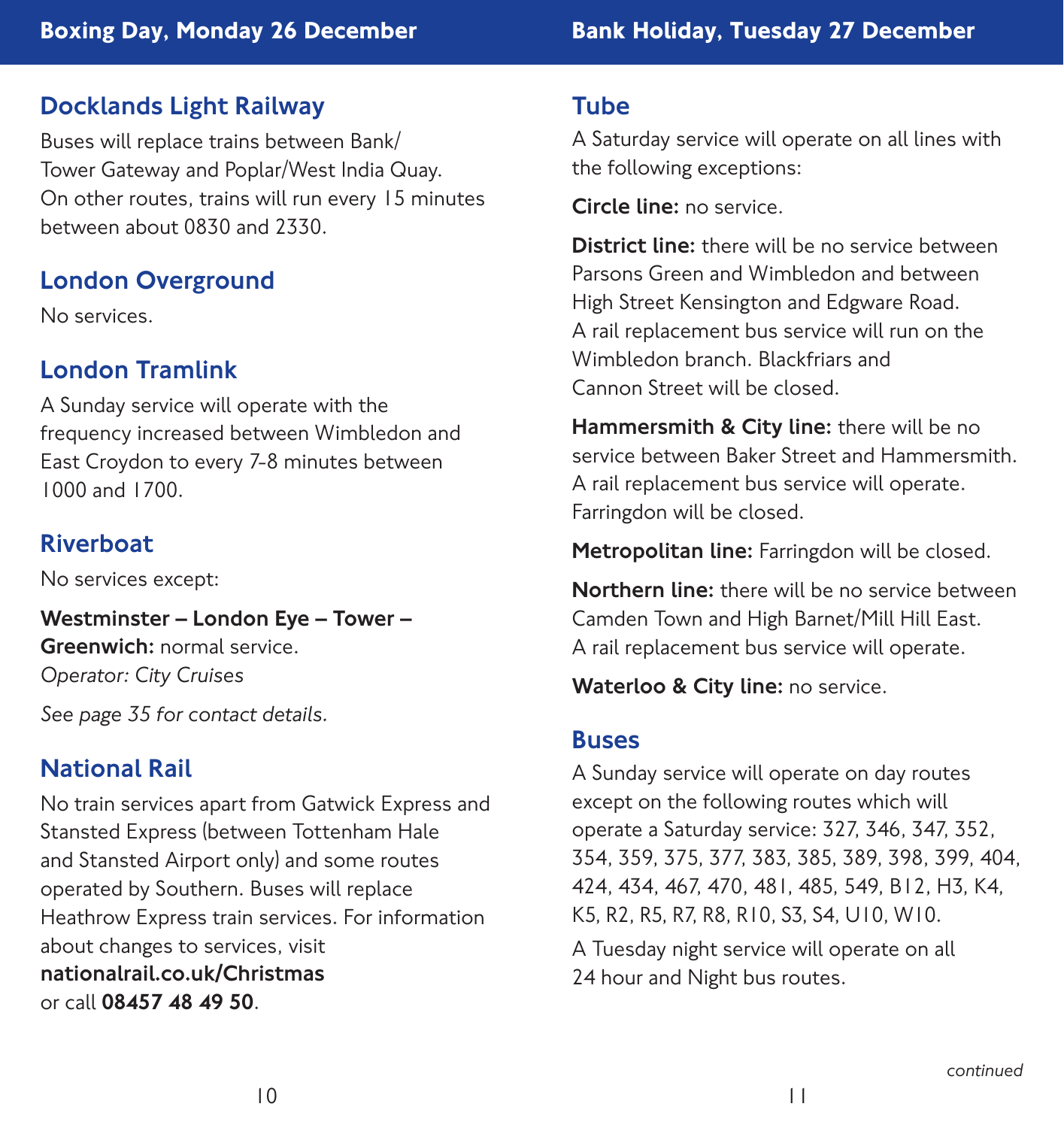## Boxing Day, Monday 26 December

### Docklands Light Railway

Buses will replace trains between Bank/ Tower Gateway and Poplar/West India Quay. On other routes, trains will run every 15 minutes between about 0830 and 2330.

### London Overground

No services.

### London Tramlink

A Sunday service will operate with the frequency increased between Wimbledon and East Croydon to every 7-8 minutes between 1000 and 1700.

### Riverboat

No services except:

**Westminster – London Eye – Tower – Greenwich:** normal service.
*Operator: City Cruises*

*See page 35 for contact details.*

### National Rail

No train services apart from Gatwick Express and Stansted Express (between Tottenham Hale and Stansted Airport only) and some routes operated by Southern. Buses will replace Heathrow Express train services. For information about changes to services, visit **nationalrail.co.uk/Christmas** or call **08457 48 49 50**.

## Bank Holiday, Tuesday 27 December

### Tube

A Saturday service will operate on all lines with the following exceptions:

**Circle line:** no service.

**District line:** there will be no service between Parsons Green and Wimbledon and between High Street Kensington and Edgware Road. A rail replacement bus service will run on the Wimbledon branch. Blackfriars and Cannon Street will be closed.

**Hammersmith & City line:** there will be no service between Baker Street and Hammersmith. A rail replacement bus service will operate. Farringdon will be closed.

**Metropolitan line:** Farringdon will be closed.

**Northern line:** there will be no service between Camden Town and High Barnet/Mill Hill East. A rail replacement bus service will operate.

**Waterloo & City line:** no service.

### Buses

A Sunday service will operate on day routes except on the following routes which will operate a Saturday service: 327, 346, 347, 352, 354, 359, 375, 377, 383, 385, 389, 398, 399, 404, 424, 434, 467, 470, 481, 485, 549, B12, H3, K4, K5, R2, R5, R7, R8, R10, S3, S4, U10, W10.

A Tuesday night service will operate on all 24 hour and Night bus routes.

*continued*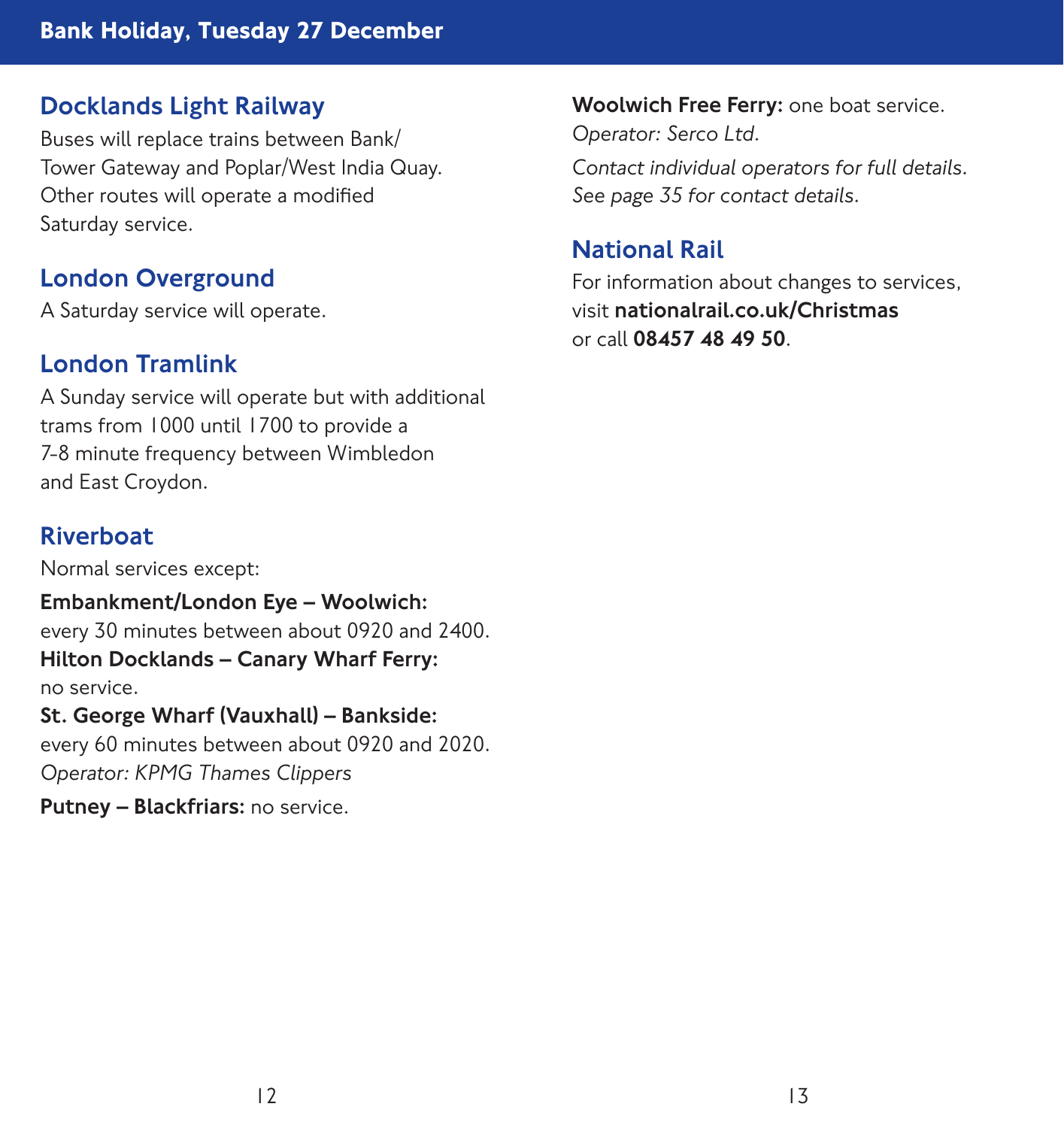## Bank Holiday, Tuesday 27 December

### Docklands Light Railway

Buses will replace trains between Bank/Tower Gateway and Poplar/West India Quay. Other routes will operate a modified Saturday service.

### London Overground

A Saturday service will operate.

### London Tramlink

A Sunday service will operate but with additional trams from 1000 until 1700 to provide a 7-8 minute frequency between Wimbledon and East Croydon.

### Riverboat

Normal services except:

**Embankment/London Eye – Woolwich:** every 30 minutes between about 0920 and 2400.
**Hilton Docklands – Canary Wharf Ferry:** no service.
**St. George Wharf (Vauxhall) – Bankside:** every 60 minutes between about 0920 and 2020.
*Operator: KPMG Thames Clippers*

**Putney – Blackfriars:** no service.

**Woolwich Free Ferry:** one boat service.
*Operator: Serco Ltd.*

*Contact individual operators for full details. See page 35 for contact details.*

### National Rail

For information about changes to services, visit **nationalrail.co.uk/Christmas** or call **08457 48 49 50**.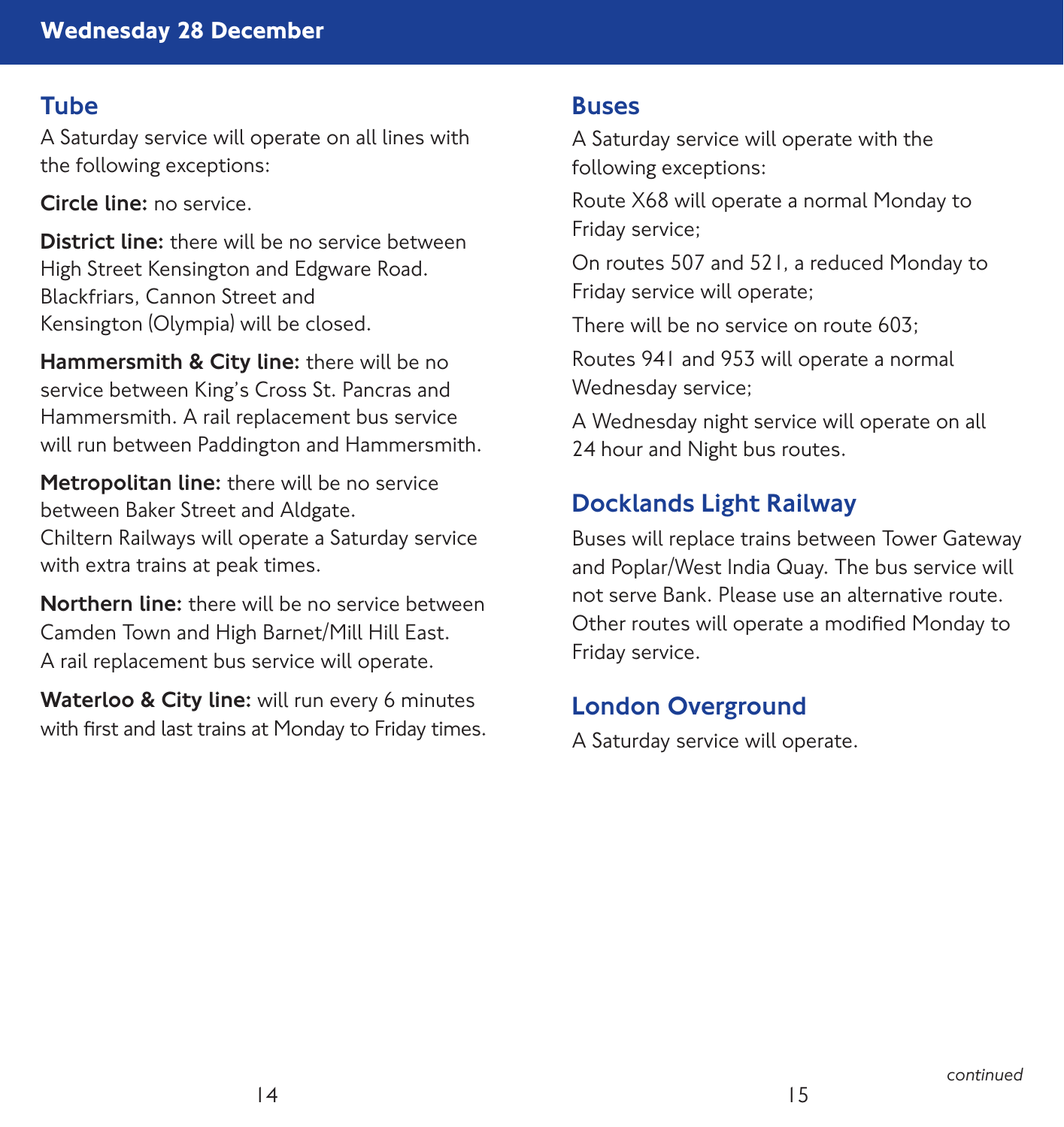# Wednesday 28 December

## Tube

A Saturday service will operate on all lines with the following exceptions:

**Circle line:** no service.

**District line:** there will be no service between High Street Kensington and Edgware Road. Blackfriars, Cannon Street and Kensington (Olympia) will be closed.

**Hammersmith & City line:** there will be no service between King's Cross St. Pancras and Hammersmith. A rail replacement bus service will run between Paddington and Hammersmith.

**Metropolitan line:** there will be no service between Baker Street and Aldgate. Chiltern Railways will operate a Saturday service with extra trains at peak times.

**Northern line:** there will be no service between Camden Town and High Barnet/Mill Hill East. A rail replacement bus service will operate.

**Waterloo & City line:** will run every 6 minutes with first and last trains at Monday to Friday times.

## Buses

A Saturday service will operate with the following exceptions:

Route X68 will operate a normal Monday to Friday service;

On routes 507 and 521, a reduced Monday to Friday service will operate;

There will be no service on route 603;

Routes 941 and 953 will operate a normal Wednesday service;

A Wednesday night service will operate on all 24 hour and Night bus routes.

## Docklands Light Railway

Buses will replace trains between Tower Gateway and Poplar/West India Quay. The bus service will not serve Bank. Please use an alternative route. Other routes will operate a modified Monday to Friday service.

## London Overground

A Saturday service will operate.

*continued*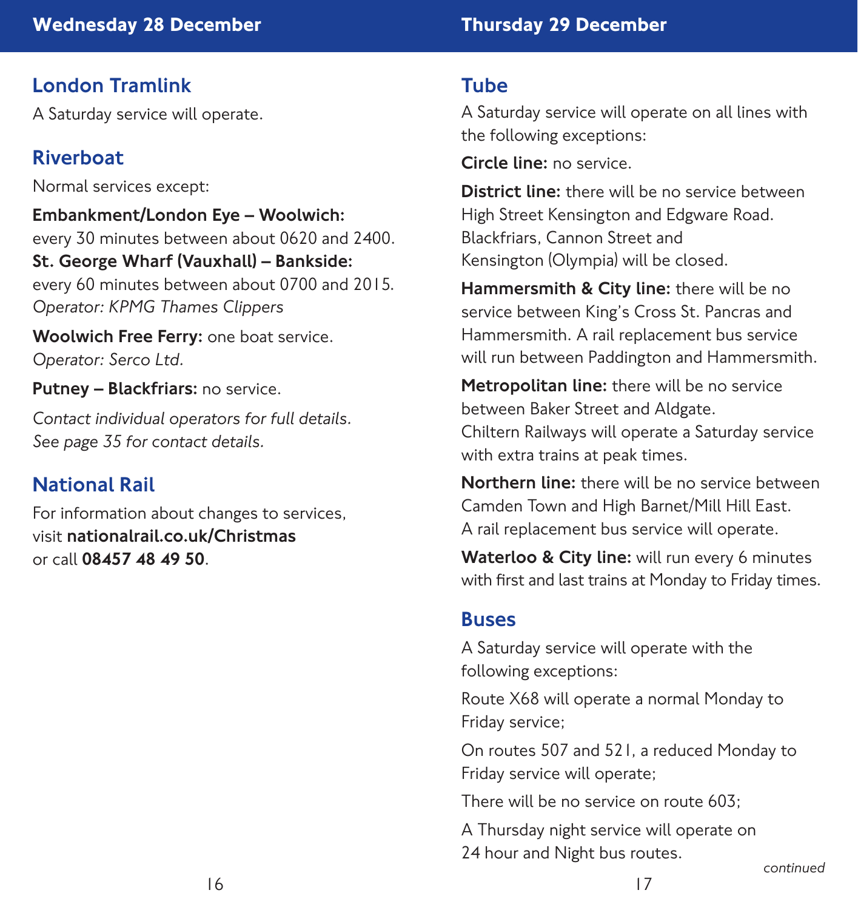## Wednesday 28 December

### London Tramlink

A Saturday service will operate.

### Riverboat

Normal services except:

**Embankment/London Eye – Woolwich:** every 30 minutes between about 0620 and 2400.
**St. George Wharf (Vauxhall) – Bankside:** every 60 minutes between about 0700 and 2015.
*Operator: KPMG Thames Clippers*

**Woolwich Free Ferry:** one boat service.
*Operator: Serco Ltd.*

**Putney – Blackfriars:** no service.

*Contact individual operators for full details. See page 35 for contact details.*

### National Rail

For information about changes to services, visit **nationalrail.co.uk/Christmas** or call **08457 48 49 50**.

## Thursday 29 December

### Tube

A Saturday service will operate on all lines with the following exceptions:

**Circle line:** no service.

**District line:** there will be no service between High Street Kensington and Edgware Road. Blackfriars, Cannon Street and Kensington (Olympia) will be closed.

**Hammersmith & City line:** there will be no service between King's Cross St. Pancras and Hammersmith. A rail replacement bus service will run between Paddington and Hammersmith.

**Metropolitan line:** there will be no service between Baker Street and Aldgate. Chiltern Railways will operate a Saturday service with extra trains at peak times.

**Northern line:** there will be no service between Camden Town and High Barnet/Mill Hill East. A rail replacement bus service will operate.

**Waterloo & City line:** will run every 6 minutes with first and last trains at Monday to Friday times.

### Buses

A Saturday service will operate with the following exceptions:

Route X68 will operate a normal Monday to Friday service;

On routes 507 and 521, a reduced Monday to Friday service will operate;

There will be no service on route 603;

A Thursday night service will operate on 24 hour and Night bus routes.

*continued*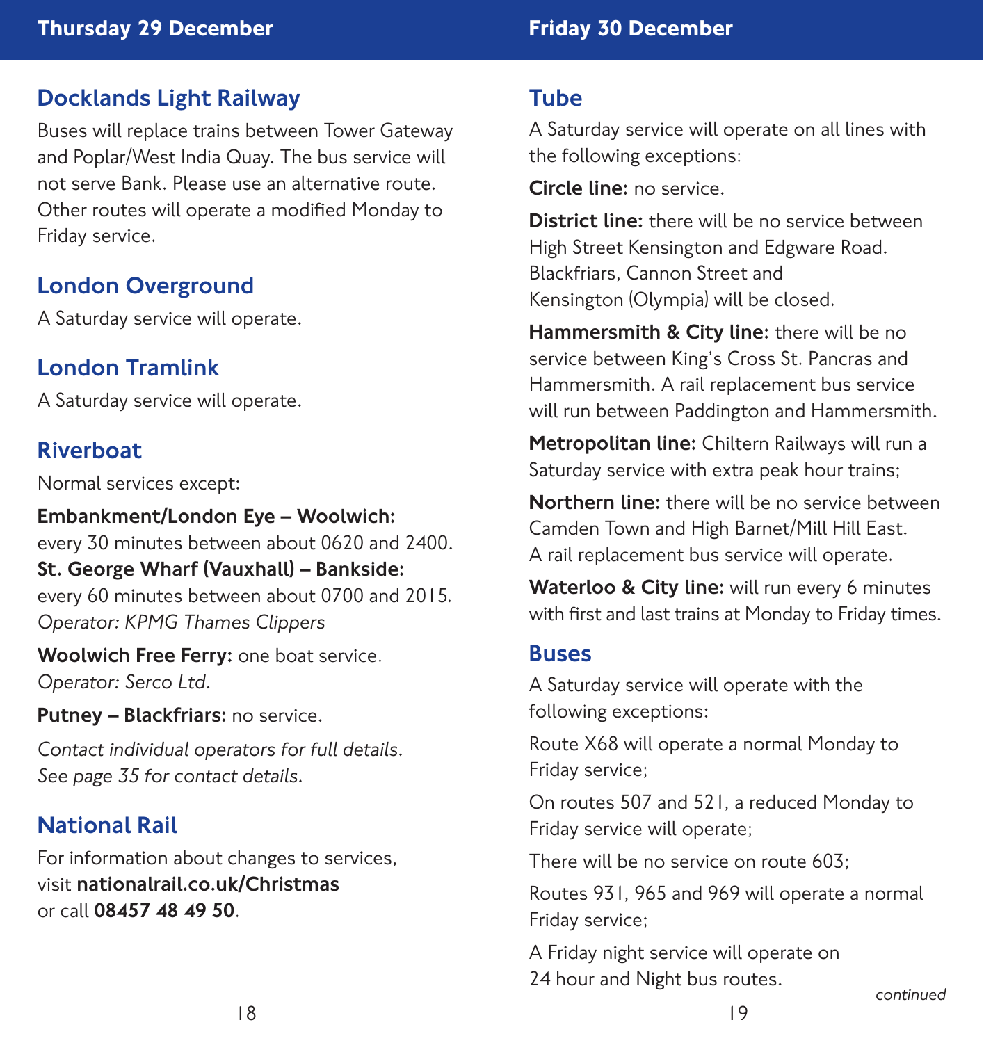## Thursday 29 December

### Docklands Light Railway

Buses will replace trains between Tower Gateway and Poplar/West India Quay. The bus service will not serve Bank. Please use an alternative route. Other routes will operate a modified Monday to Friday service.

### London Overground

A Saturday service will operate.

### London Tramlink

A Saturday service will operate.

### Riverboat

Normal services except:

**Embankment/London Eye – Woolwich:** every 30 minutes between about 0620 and 2400.
**St. George Wharf (Vauxhall) – Bankside:** every 60 minutes between about 0700 and 2015.
*Operator: KPMG Thames Clippers*

**Woolwich Free Ferry:** one boat service.
*Operator: Serco Ltd.*

**Putney – Blackfriars:** no service.

*Contact individual operators for full details. See page 35 for contact details.*

### National Rail

For information about changes to services, visit **nationalrail.co.uk/Christmas** or call **08457 48 49 50**.

## Friday 30 December

### Tube

A Saturday service will operate on all lines with the following exceptions:

**Circle line:** no service.

**District line:** there will be no service between High Street Kensington and Edgware Road. Blackfriars, Cannon Street and Kensington (Olympia) will be closed.

**Hammersmith & City line:** there will be no service between King's Cross St. Pancras and Hammersmith. A rail replacement bus service will run between Paddington and Hammersmith.

**Metropolitan line:** Chiltern Railways will run a Saturday service with extra peak hour trains;

**Northern line:** there will be no service between Camden Town and High Barnet/Mill Hill East. A rail replacement bus service will operate.

**Waterloo & City line:** will run every 6 minutes with first and last trains at Monday to Friday times.

### Buses

A Saturday service will operate with the following exceptions:

Route X68 will operate a normal Monday to Friday service;

On routes 507 and 521, a reduced Monday to Friday service will operate;

There will be no service on route 603;

Routes 931, 965 and 969 will operate a normal Friday service;

A Friday night service will operate on 24 hour and Night bus routes.

*continued*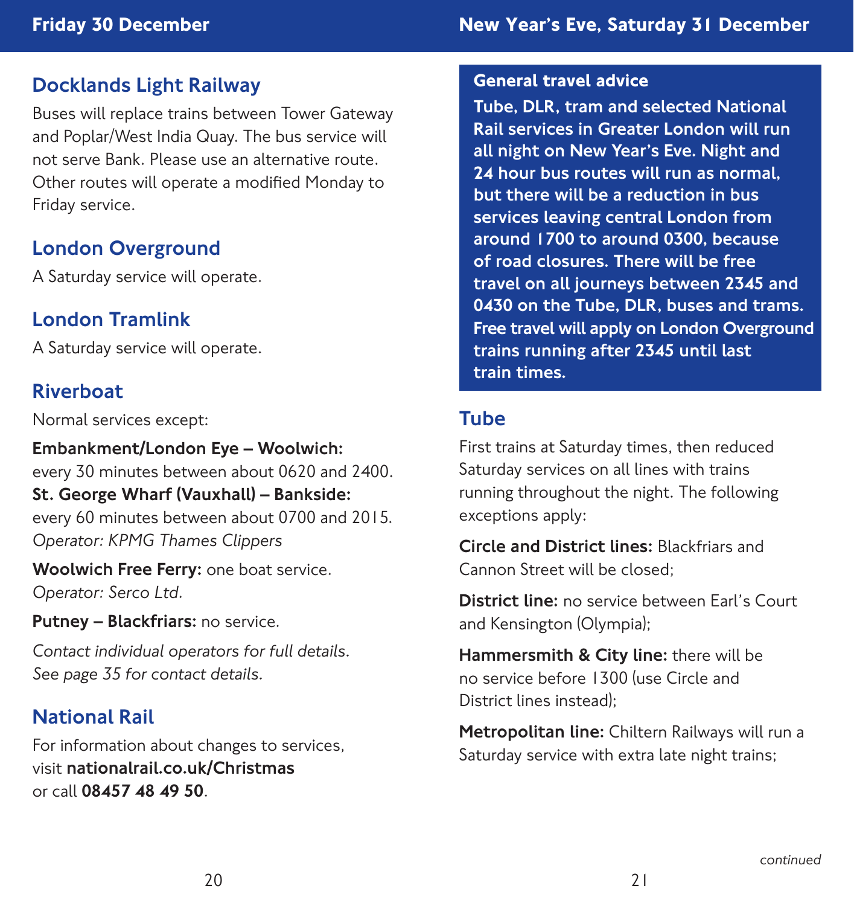## Friday 30 December

### Docklands Light Railway

Buses will replace trains between Tower Gateway and Poplar/West India Quay. The bus service will not serve Bank. Please use an alternative route. Other routes will operate a modified Monday to Friday service.

### London Overground

A Saturday service will operate.

### London Tramlink

A Saturday service will operate.

### Riverboat

Normal services except:

**Embankment/London Eye – Woolwich:** every 30 minutes between about 0620 and 2400.
**St. George Wharf (Vauxhall) – Bankside:** every 60 minutes between about 0700 and 2015.
*Operator: KPMG Thames Clippers*

**Woolwich Free Ferry:** one boat service.
*Operator: Serco Ltd.*

**Putney – Blackfriars:** no service.

*Contact individual operators for full details. See page 35 for contact details.*

### National Rail

For information about changes to services, visit **nationalrail.co.uk/Christmas** or call **08457 48 49 50**.

## New Year's Eve, Saturday 31 December

**General travel advice**

**Tube, DLR, tram and selected National Rail services in Greater London will run all night on New Year's Eve. Night and 24 hour bus routes will run as normal, but there will be a reduction in bus services leaving central London from around 1700 to around 0300, because of road closures. There will be free travel on all journeys between 2345 and 0430 on the Tube, DLR, buses and trams. Free travel will apply on London Overground trains running after 2345 until last train times.**

### Tube

First trains at Saturday times, then reduced Saturday services on all lines with trains running throughout the night. The following exceptions apply:

**Circle and District lines:** Blackfriars and Cannon Street will be closed;

**District line:** no service between Earl's Court and Kensington (Olympia);

**Hammersmith & City line:** there will be no service before 1300 (use Circle and District lines instead);

**Metropolitan line:** Chiltern Railways will run a Saturday service with extra late night trains;

*continued*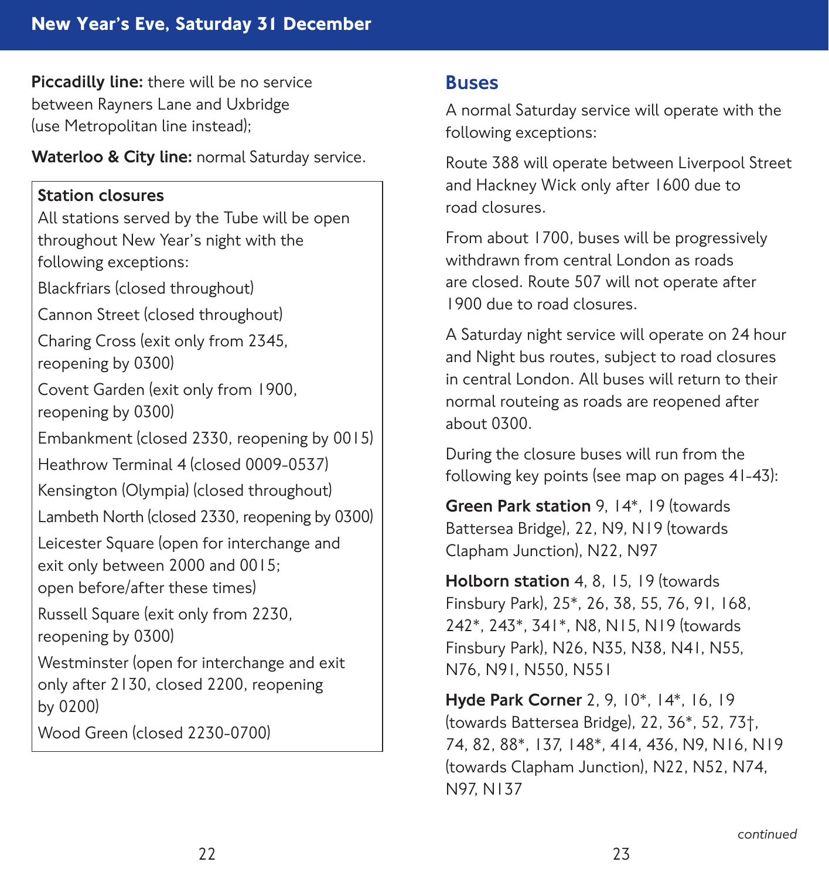## New Year's Eve, Saturday 31 December

**Piccadilly line:** there will be no service between Rayners Lane and Uxbridge (use Metropolitan line instead);

**Waterloo & City line:** normal Saturday service.

**Station closures**

All stations served by the Tube will be open throughout New Year's night with the following exceptions:

Blackfriars (closed throughout)

Cannon Street (closed throughout)

Charing Cross (exit only from 2345, reopening by 0300)

Covent Garden (exit only from 1900, reopening by 0300)

Embankment (closed 2330, reopening by 0015)

Heathrow Terminal 4 (closed 0009-0537)

Kensington (Olympia) (closed throughout)

Lambeth North (closed 2330, reopening by 0300)

Leicester Square (open for interchange and exit only between 2000 and 0015; open before/after these times)

Russell Square (exit only from 2230, reopening by 0300)

Westminster (open for interchange and exit only after 2130, closed 2200, reopening by 0200)

Wood Green (closed 2230-0700)

## Buses

A normal Saturday service will operate with the following exceptions:

Route 388 will operate between Liverpool Street and Hackney Wick only after 1600 due to road closures.

From about 1700, buses will be progressively withdrawn from central London as roads are closed. Route 507 will not operate after 1900 due to road closures.

A Saturday night service will operate on 24 hour and Night bus routes, subject to road closures in central London. All buses will return to their normal routeing as roads are reopened after about 0300.

During the closure buses will run from the following key points (see map on pages 41-43):

**Green Park station** 9, 14*, 19 (towards Battersea Bridge), 22, N9, N19 (towards Clapham Junction), N22, N97

**Holborn station** 4, 8, 15, 19 (towards Finsbury Park), 25*, 26, 38, 55, 76, 91, 168, 242*, 243*, 341*, N8, N15, N19 (towards Finsbury Park), N26, N35, N38, N41, N55, N76, N91, N550, N551

**Hyde Park Corner** 2, 9, 10*, 14*, 16, 19 (towards Battersea Bridge), 22, 36*, 52, 73†, 74, 82, 88*, 137, 148*, 414, 436, N9, N16, N19 (towards Clapham Junction), N22, N52, N74, N97, N137

*continued*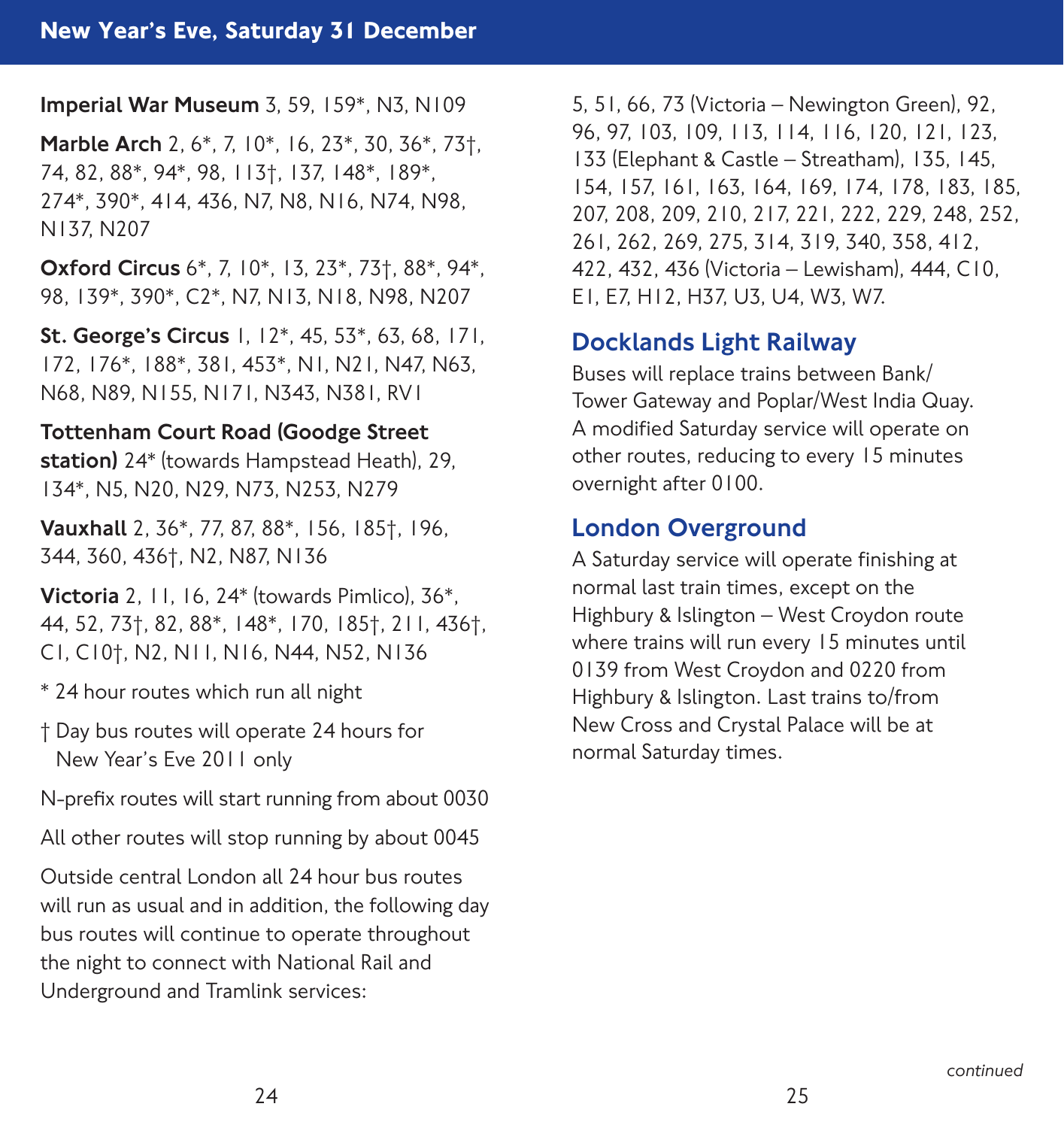## New Year's Eve, Saturday 31 December

**Imperial War Museum** 3, 59, 159*, N3, N109

**Marble Arch** 2, 6*, 7, 10*, 16, 23*, 30, 36*, 73†, 74, 82, 88*, 94*, 98, 113†, 137, 148*, 189*, 274*, 390*, 414, 436, N7, N8, N16, N74, N98, N137, N207

**Oxford Circus** 6*, 7, 10*, 13, 23*, 73†, 88*, 94*, 98, 139*, 390*, C2*, N7, N13, N18, N98, N207

**St. George's Circus** 1, 12*, 45, 53*, 63, 68, 171, 172, 176*, 188*, 381, 453*, N1, N21, N47, N63, N68, N89, N155, N171, N343, N381, RV1

**Tottenham Court Road (Goodge Street station)** 24* (towards Hampstead Heath), 29, 134*, N5, N20, N29, N73, N253, N279

**Vauxhall** 2, 36*, 77, 87, 88*, 156, 185†, 196, 344, 360, 436†, N2, N87, N136

**Victoria** 2, 11, 16, 24* (towards Pimlico), 36*, 44, 52, 73†, 82, 88*, 148*, 170, 185†, 211, 436†, C1, C10†, N2, N11, N16, N44, N52, N136

\* 24 hour routes which run all night

† Day bus routes will operate 24 hours for New Year's Eve 2011 only

N-prefix routes will start running from about 0030

All other routes will stop running by about 0045

Outside central London all 24 hour bus routes will run as usual and in addition, the following day bus routes will continue to operate throughout the night to connect with National Rail and Underground and Tramlink services:

5, 51, 66, 73 (Victoria – Newington Green), 92, 96, 97, 103, 109, 113, 114, 116, 120, 121, 123, 133 (Elephant & Castle – Streatham), 135, 145, 154, 157, 161, 163, 164, 169, 174, 178, 183, 185, 207, 208, 209, 210, 217, 221, 222, 229, 248, 252, 261, 262, 269, 275, 314, 319, 340, 358, 412, 422, 432, 436 (Victoria – Lewisham), 444, C10, E1, E7, H12, H37, U3, U4, W3, W7.

### Docklands Light Railway

Buses will replace trains between Bank/Tower Gateway and Poplar/West India Quay. A modified Saturday service will operate on other routes, reducing to every 15 minutes overnight after 0100.

### London Overground

A Saturday service will operate finishing at normal last train times, except on the Highbury & Islington – West Croydon route where trains will run every 15 minutes until 0139 from West Croydon and 0220 from Highbury & Islington. Last trains to/from New Cross and Crystal Palace will be at normal Saturday times.

*continued*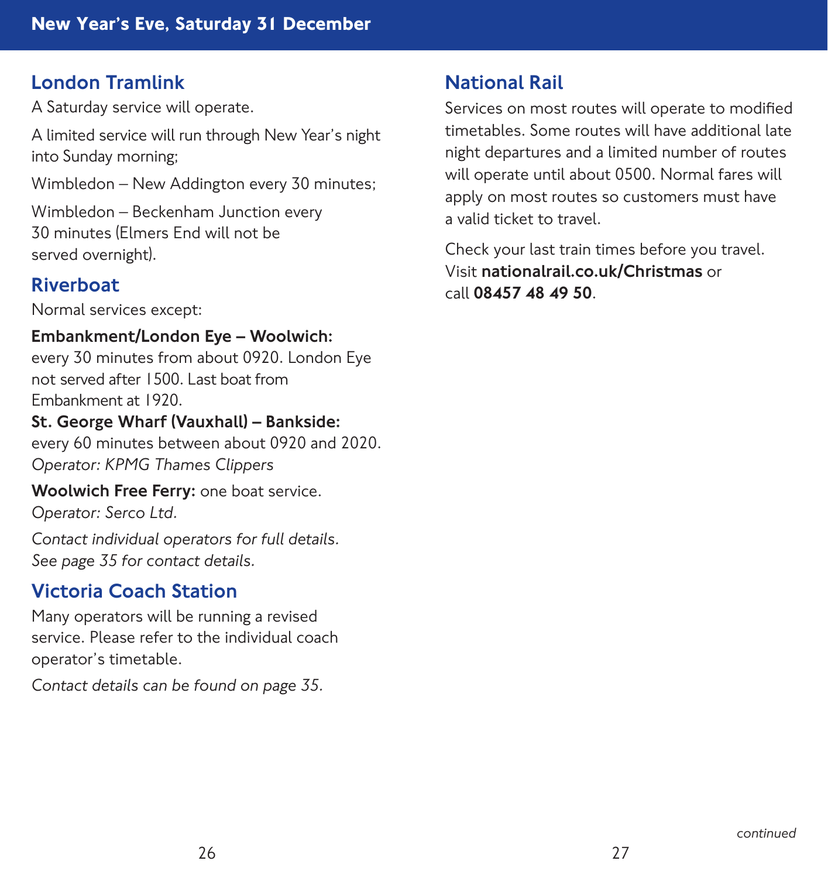## New Year's Eve, Saturday 31 December

### London Tramlink

A Saturday service will operate.

A limited service will run through New Year's night into Sunday morning;

Wimbledon – New Addington every 30 minutes;

Wimbledon – Beckenham Junction every 30 minutes (Elmers End will not be served overnight).

### Riverboat

Normal services except:

**Embankment/London Eye – Woolwich:** every 30 minutes from about 0920. London Eye not served after 1500. Last boat from Embankment at 1920.

**St. George Wharf (Vauxhall) – Bankside:** every 60 minutes between about 0920 and 2020.
*Operator: KPMG Thames Clippers*

**Woolwich Free Ferry:** one boat service.
*Operator: Serco Ltd.*

*Contact individual operators for full details. See page 35 for contact details.*

### Victoria Coach Station

Many operators will be running a revised service. Please refer to the individual coach operator's timetable.

*Contact details can be found on page 35.*

### National Rail

Services on most routes will operate to modified timetables. Some routes will have additional late night departures and a limited number of routes will operate until about 0500. Normal fares will apply on most routes so customers must have a valid ticket to travel.

Check your last train times before you travel. Visit **nationalrail.co.uk/Christmas** or call **08457 48 49 50**.

*continued*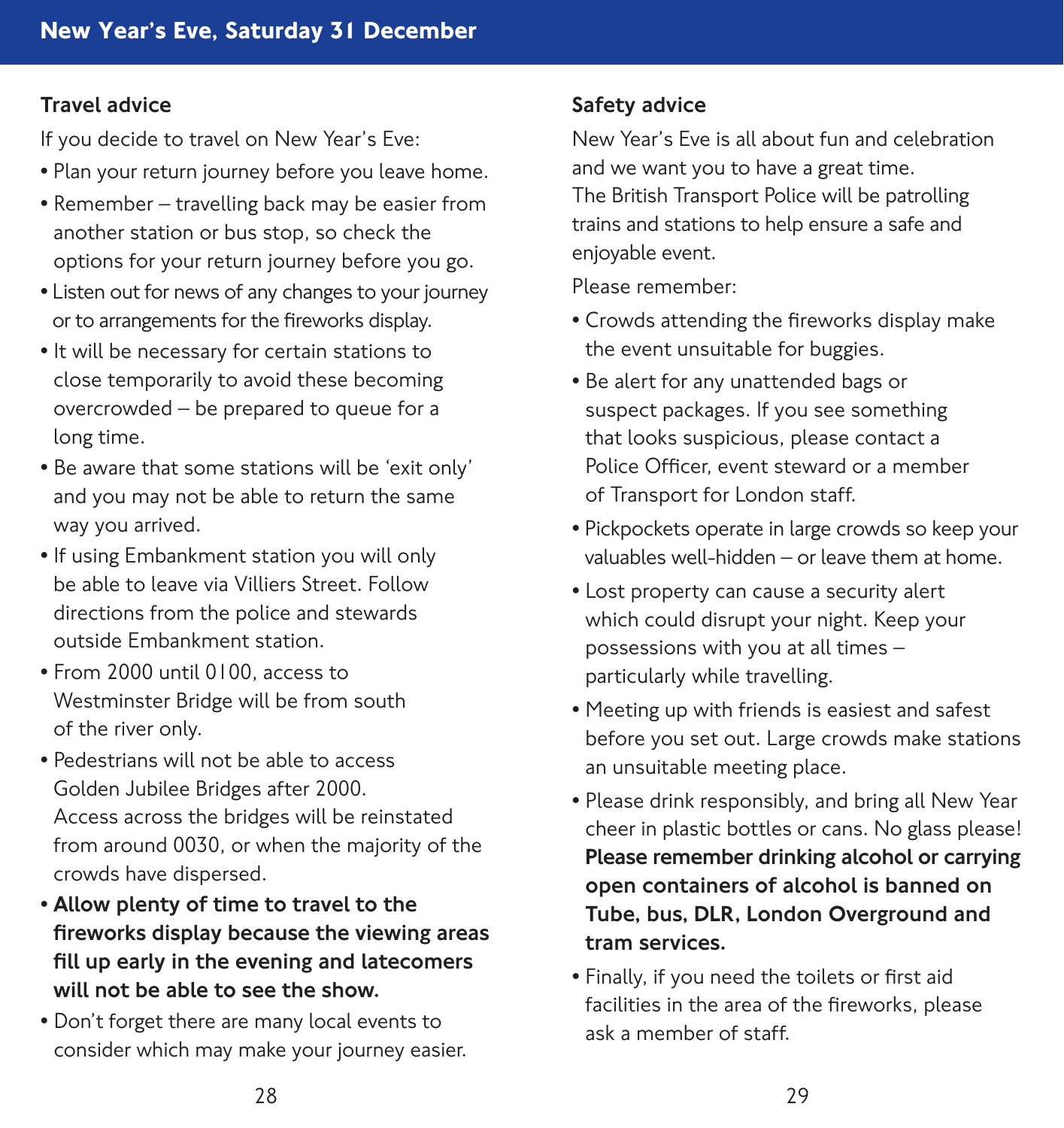# New Year's Eve, Saturday 31 December

## Travel advice

If you decide to travel on New Year's Eve:

- Plan your return journey before you leave home.
- Remember – travelling back may be easier from another station or bus stop, so check the options for your return journey before you go.
- Listen out for news of any changes to your journey or to arrangements for the fireworks display.
- It will be necessary for certain stations to close temporarily to avoid these becoming overcrowded – be prepared to queue for a long time.
- Be aware that some stations will be 'exit only' and you may not be able to return the same way you arrived.
- If using Embankment station you will only be able to leave via Villiers Street. Follow directions from the police and stewards outside Embankment station.
- From 2000 until 0100, access to Westminster Bridge will be from south of the river only.
- Pedestrians will not be able to access Golden Jubilee Bridges after 2000. Access across the bridges will be reinstated from around 0030, or when the majority of the crowds have dispersed.
- **Allow plenty of time to travel to the fireworks display because the viewing areas fill up early in the evening and latecomers will not be able to see the show.**
- Don't forget there are many local events to consider which may make your journey easier.

## Safety advice

New Year's Eve is all about fun and celebration and we want you to have a great time. The British Transport Police will be patrolling trains and stations to help ensure a safe and enjoyable event.

Please remember:

- Crowds attending the fireworks display make the event unsuitable for buggies.
- Be alert for any unattended bags or suspect packages. If you see something that looks suspicious, please contact a Police Officer, event steward or a member of Transport for London staff.
- Pickpockets operate in large crowds so keep your valuables well-hidden – or leave them at home.
- Lost property can cause a security alert which could disrupt your night. Keep your possessions with you at all times – particularly while travelling.
- Meeting up with friends is easiest and safest before you set out. Large crowds make stations an unsuitable meeting place.
- Please drink responsibly, and bring all New Year cheer in plastic bottles or cans. No glass please! **Please remember drinking alcohol or carrying open containers of alcohol is banned on Tube, bus, DLR, London Overground and tram services.**
- Finally, if you need the toilets or first aid facilities in the area of the fireworks, please ask a member of staff.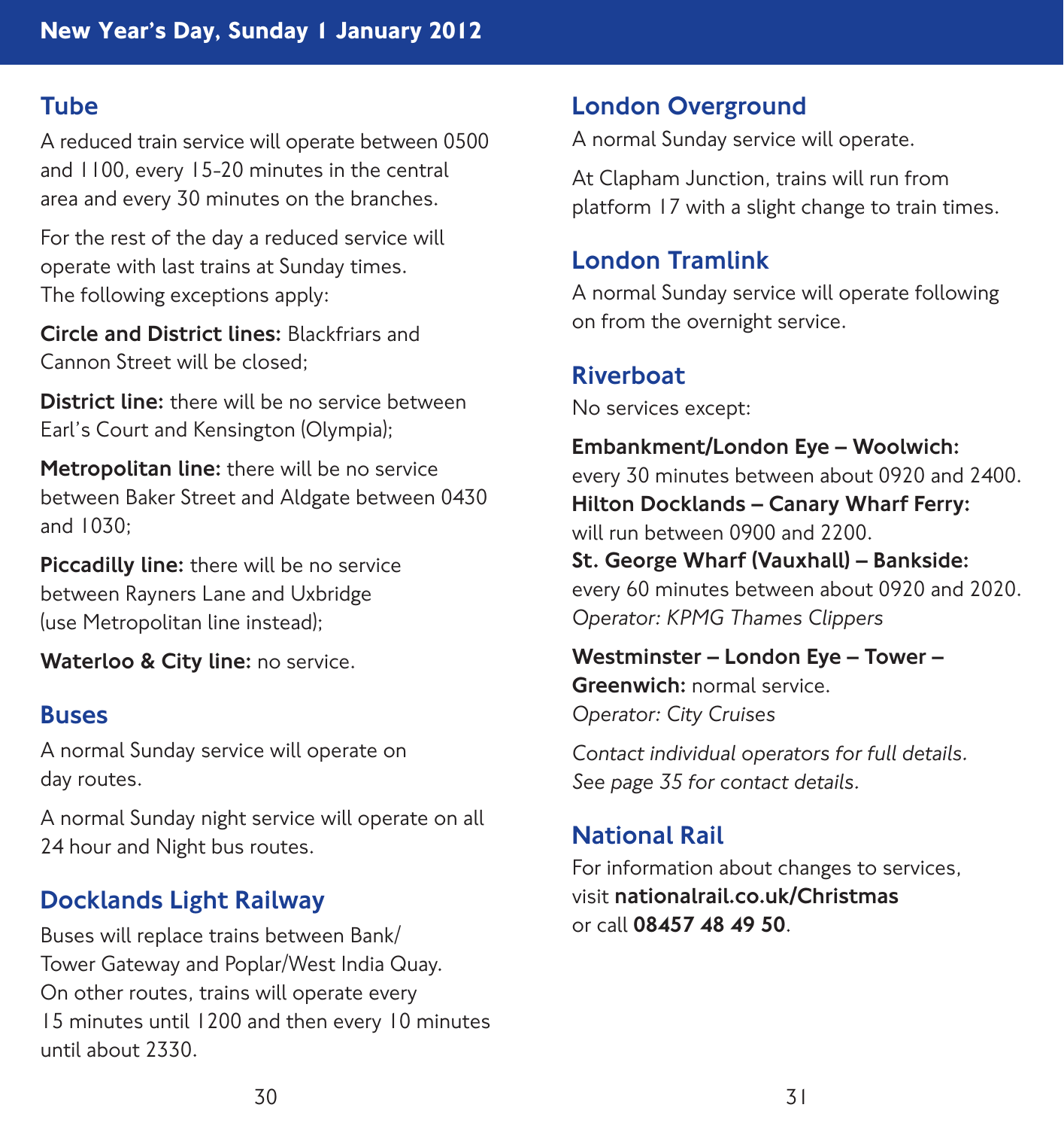## New Year's Day, Sunday 1 January 2012

### Tube

A reduced train service will operate between 0500 and 1100, every 15-20 minutes in the central area and every 30 minutes on the branches.

For the rest of the day a reduced service will operate with last trains at Sunday times. The following exceptions apply:

**Circle and District lines:** Blackfriars and Cannon Street will be closed;

**District line:** there will be no service between Earl's Court and Kensington (Olympia);

**Metropolitan line:** there will be no service between Baker Street and Aldgate between 0430 and 1030;

**Piccadilly line:** there will be no service between Rayners Lane and Uxbridge (use Metropolitan line instead);

**Waterloo & City line:** no service.

### Buses

A normal Sunday service will operate on day routes.

A normal Sunday night service will operate on all 24 hour and Night bus routes.

### Docklands Light Railway

Buses will replace trains between Bank/Tower Gateway and Poplar/West India Quay. On other routes, trains will operate every 15 minutes until 1200 and then every 10 minutes until about 2330.

### London Overground

A normal Sunday service will operate.

At Clapham Junction, trains will run from platform 17 with a slight change to train times.

### London Tramlink

A normal Sunday service will operate following on from the overnight service.

### Riverboat

No services except:

**Embankment/London Eye – Woolwich:** every 30 minutes between about 0920 and 2400.
**Hilton Docklands – Canary Wharf Ferry:** will run between 0900 and 2200.
**St. George Wharf (Vauxhall) – Bankside:** every 60 minutes between about 0920 and 2020.
*Operator: KPMG Thames Clippers*

**Westminster – London Eye – Tower – Greenwich:** normal service.
*Operator: City Cruises*

*Contact individual operators for full details. See page 35 for contact details.*

### National Rail

For information about changes to services, visit **nationalrail.co.uk/Christmas** or call **08457 48 49 50**.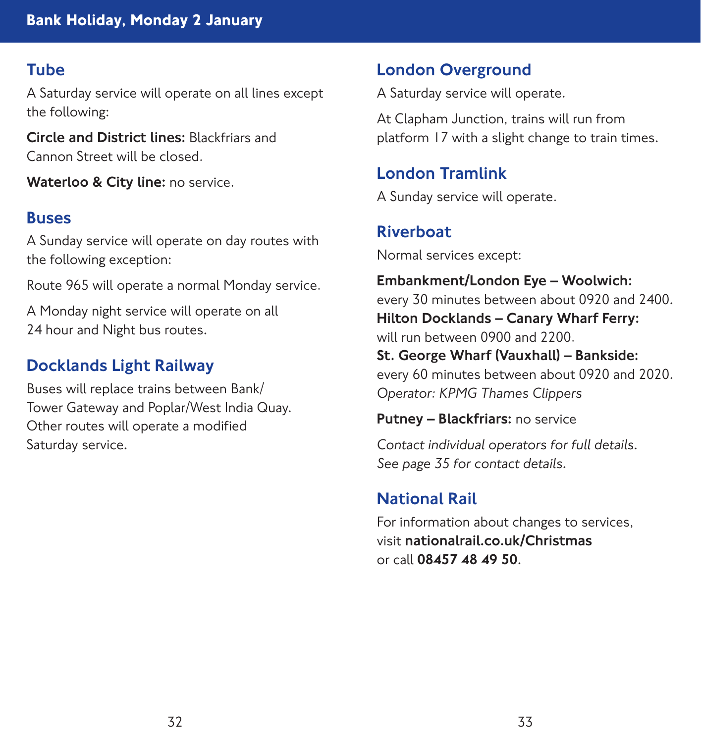# Bank Holiday, Monday 2 January

## Tube

A Saturday service will operate on all lines except the following:

**Circle and District lines:** Blackfriars and Cannon Street will be closed.

**Waterloo & City line:** no service.

## Buses

A Sunday service will operate on day routes with the following exception:

Route 965 will operate a normal Monday service.

A Monday night service will operate on all 24 hour and Night bus routes.

## Docklands Light Railway

Buses will replace trains between Bank/Tower Gateway and Poplar/West India Quay. Other routes will operate a modified Saturday service.

## London Overground

A Saturday service will operate.

At Clapham Junction, trains will run from platform 17 with a slight change to train times.

## London Tramlink

A Sunday service will operate.

## Riverboat

Normal services except:

**Embankment/London Eye – Woolwich:** every 30 minutes between about 0920 and 2400.
**Hilton Docklands – Canary Wharf Ferry:** will run between 0900 and 2200.
**St. George Wharf (Vauxhall) – Bankside:** every 60 minutes between about 0920 and 2020.
*Operator: KPMG Thames Clippers*

**Putney – Blackfriars:** no service

*Contact individual operators for full details. See page 35 for contact details.*

## National Rail

For information about changes to services, visit **nationalrail.co.uk/Christmas** or call **08457 48 49 50**.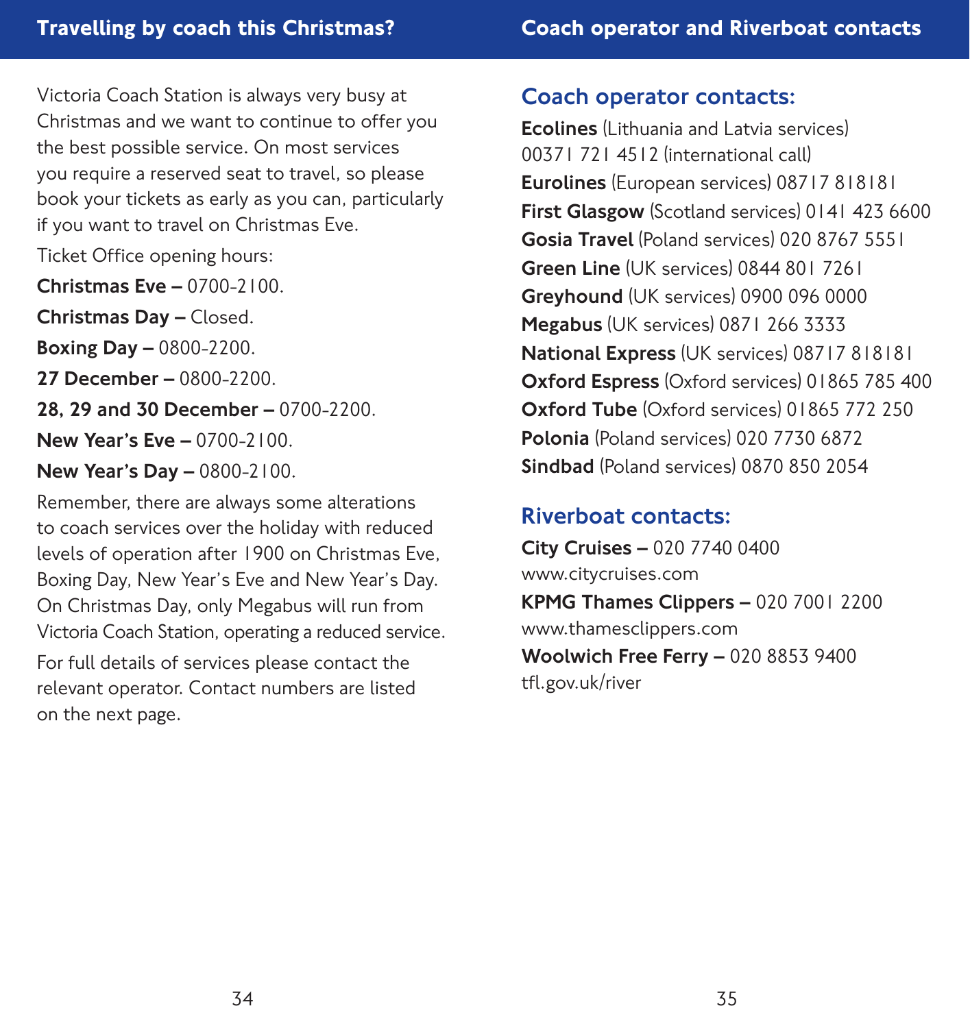## Travelling by coach this Christmas?

Victoria Coach Station is always very busy at Christmas and we want to continue to offer you the best possible service. On most services you require a reserved seat to travel, so please book your tickets as early as you can, particularly if you want to travel on Christmas Eve.

Ticket Office opening hours:

**Christmas Eve –** 0700-2100.

**Christmas Day –** Closed.

**Boxing Day –** 0800-2200.

**27 December –** 0800-2200.

**28, 29 and 30 December –** 0700-2200.

**New Year's Eve –** 0700-2100.

**New Year's Day –** 0800-2100.

Remember, there are always some alterations to coach services over the holiday with reduced levels of operation after 1900 on Christmas Eve, Boxing Day, New Year's Eve and New Year's Day. On Christmas Day, only Megabus will run from Victoria Coach Station, operating a reduced service.

For full details of services please contact the relevant operator. Contact numbers are listed on the next page.

## Coach operator and Riverboat contacts

### Coach operator contacts:

**Ecolines** (Lithuania and Latvia services) 00371 721 4512 (international call)

**Eurolines** (European services) 08717 818181

**First Glasgow** (Scotland services) 0141 423 6600

**Gosia Travel** (Poland services) 020 8767 5551

**Green Line** (UK services) 0844 801 7261

**Greyhound** (UK services) 0900 096 0000

**Megabus** (UK services) 0871 266 3333

**National Express** (UK services) 08717 818181

**Oxford Espress** (Oxford services) 01865 785 400

**Oxford Tube** (Oxford services) 01865 772 250

**Polonia** (Poland services) 020 7730 6872

**Sindbad** (Poland services) 0870 850 2054

### Riverboat contacts:

**City Cruises –** 020 7740 0400
www.citycruises.com

**KPMG Thames Clippers –** 020 7001 2200
www.thamesclippers.com

**Woolwich Free Ferry –** 020 8853 9400
tfl.gov.uk/river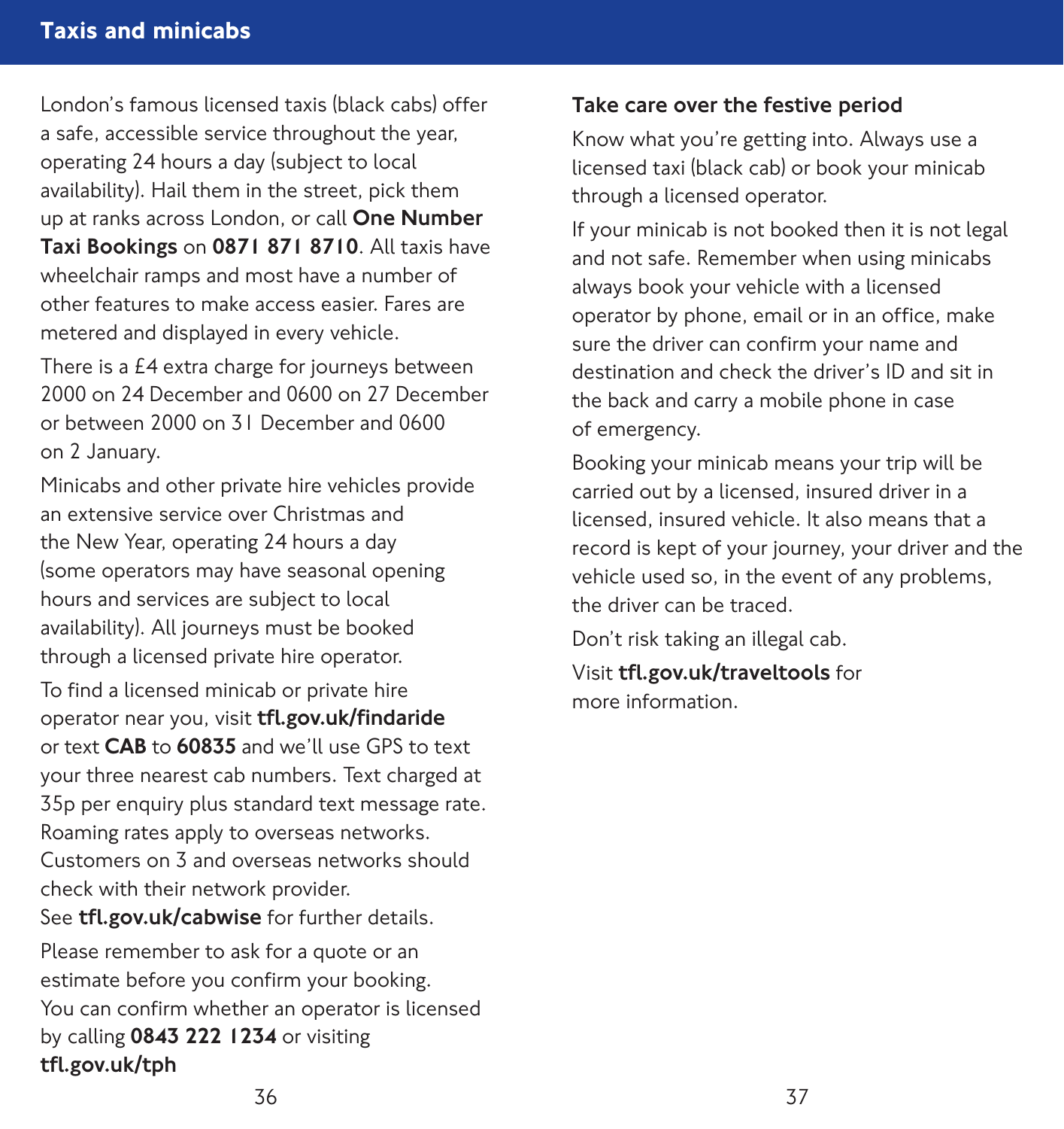## Taxis and minicabs

London's famous licensed taxis (black cabs) offer a safe, accessible service throughout the year, operating 24 hours a day (subject to local availability). Hail them in the street, pick them up at ranks across London, or call **One Number Taxi Bookings** on **0871 871 8710**. All taxis have wheelchair ramps and most have a number of other features to make access easier. Fares are metered and displayed in every vehicle.

There is a £4 extra charge for journeys between 2000 on 24 December and 0600 on 27 December or between 2000 on 31 December and 0600 on 2 January.

Minicabs and other private hire vehicles provide an extensive service over Christmas and the New Year, operating 24 hours a day (some operators may have seasonal opening hours and services are subject to local availability). All journeys must be booked through a licensed private hire operator.

To find a licensed minicab or private hire operator near you, visit **tfl.gov.uk/findaride** or text **CAB** to **60835** and we'll use GPS to text your three nearest cab numbers. Text charged at 35p per enquiry plus standard text message rate. Roaming rates apply to overseas networks. Customers on 3 and overseas networks should check with their network provider. See **tfl.gov.uk/cabwise** for further details.

Please remember to ask for a quote or an estimate before you confirm your booking. You can confirm whether an operator is licensed by calling **0843 222 1234** or visiting **tfl.gov.uk/tph**

### Take care over the festive period

Know what you're getting into. Always use a licensed taxi (black cab) or book your minicab through a licensed operator.

If your minicab is not booked then it is not legal and not safe. Remember when using minicabs always book your vehicle with a licensed operator by phone, email or in an office, make sure the driver can confirm your name and destination and check the driver's ID and sit in the back and carry a mobile phone in case of emergency.

Booking your minicab means your trip will be carried out by a licensed, insured driver in a licensed, insured vehicle. It also means that a record is kept of your journey, your driver and the vehicle used so, in the event of any problems, the driver can be traced.

Don't risk taking an illegal cab.

Visit **tfl.gov.uk/traveltools** for more information.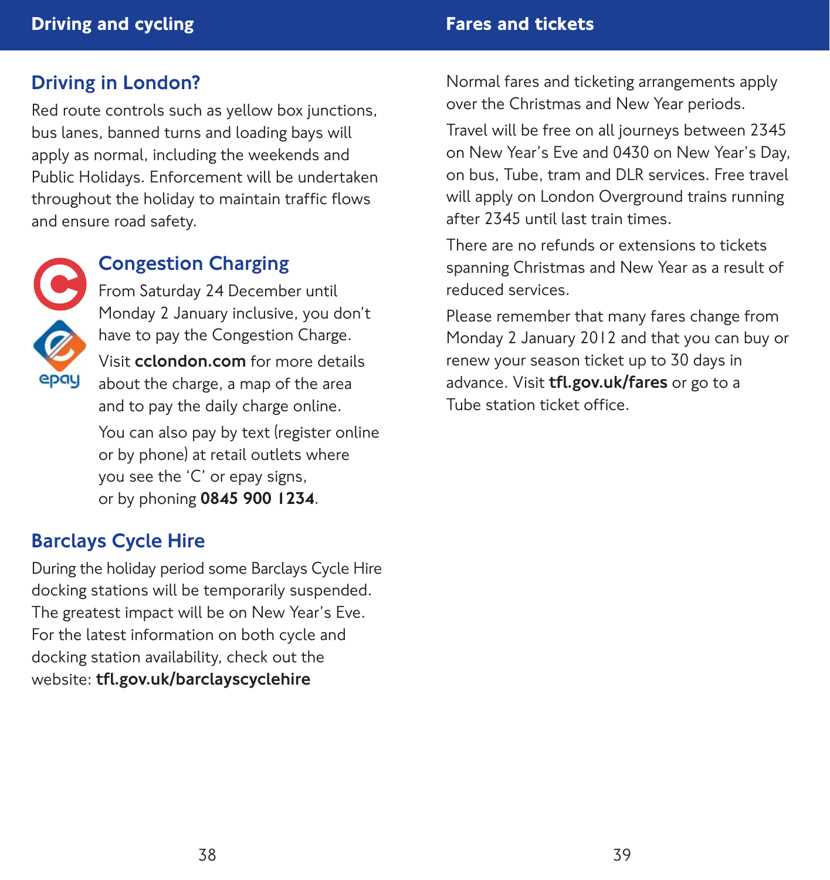# Driving and cycling

## Driving in London?

Red route controls such as yellow box junctions, bus lanes, banned turns and loading bays will apply as normal, including the weekends and Public Holidays. Enforcement will be undertaken throughout the holiday to maintain traffic flows and ensure road safety.

## Congestion Charging

From Saturday 24 December until Monday 2 January inclusive, you don't have to pay the Congestion Charge.

Visit **cclondon.com** for more details about the charge, a map of the area and to pay the daily charge online.

You can also pay by text (register online or by phone) at retail outlets where you see the 'C' or epay signs, or by phoning **0845 900 1234**.

## Barclays Cycle Hire

During the holiday period some Barclays Cycle Hire docking stations will be temporarily suspended. The greatest impact will be on New Year's Eve. For the latest information on both cycle and docking station availability, check out the website: **tfl.gov.uk/barclayscyclehire**

# Fares and tickets

Normal fares and ticketing arrangements apply over the Christmas and New Year periods.

Travel will be free on all journeys between 2345 on New Year's Eve and 0430 on New Year's Day, on bus, Tube, tram and DLR services. Free travel will apply on London Overground trains running after 2345 until last train times.

There are no refunds or extensions to tickets spanning Christmas and New Year as a result of reduced services.

Please remember that many fares change from Monday 2 January 2012 and that you can buy or renew your season ticket up to 30 days in advance. Visit **tfl.gov.uk/fares** or go to a Tube station ticket office.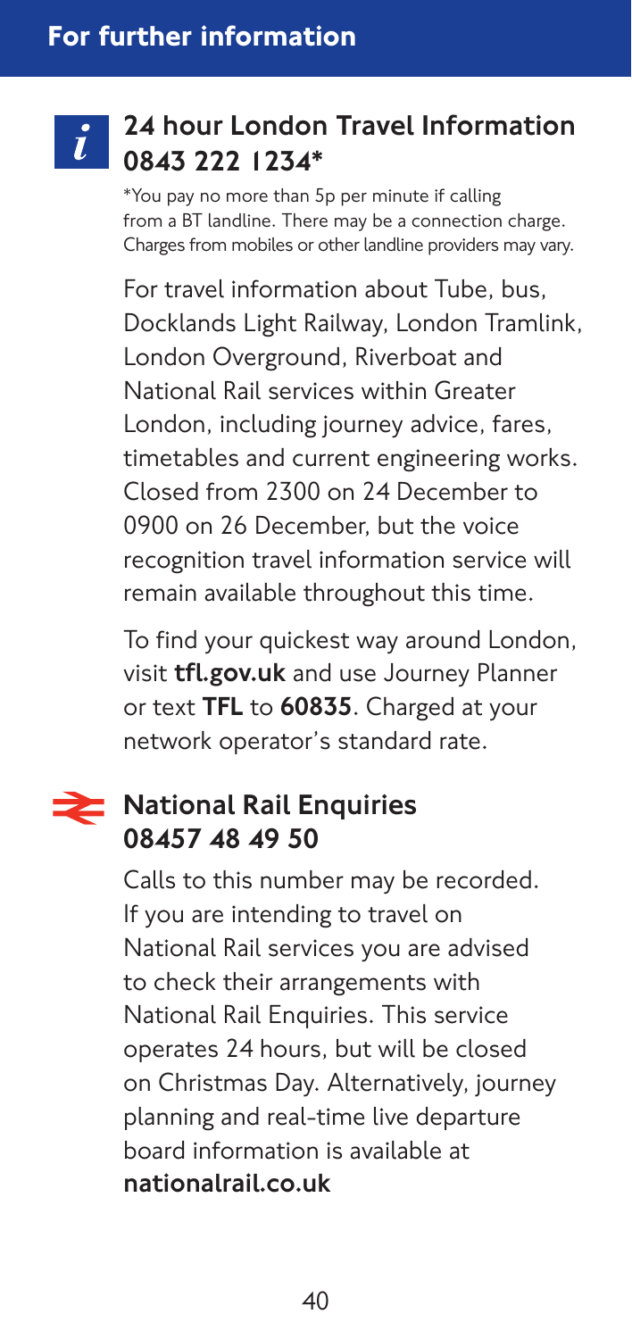## For further information

### 24 hour London Travel Information 0843 222 1234*

*You pay no more than 5p per minute if calling from a BT landline. There may be a connection charge. Charges from mobiles or other landline providers may vary.

For travel information about Tube, bus, Docklands Light Railway, London Tramlink, London Overground, Riverboat and National Rail services within Greater London, including journey advice, fares, timetables and current engineering works. Closed from 2300 on 24 December to 0900 on 26 December, but the voice recognition travel information service will remain available throughout this time.

To find your quickest way around London, visit **tfl.gov.uk** and use Journey Planner or text **TFL** to **60835**. Charged at your network operator's standard rate.

### National Rail Enquiries 08457 48 49 50

Calls to this number may be recorded. If you are intending to travel on National Rail services you are advised to check their arrangements with National Rail Enquiries. This service operates 24 hours, but will be closed on Christmas Day. Alternatively, journey planning and real-time live departure board information is available at **nationalrail.co.uk**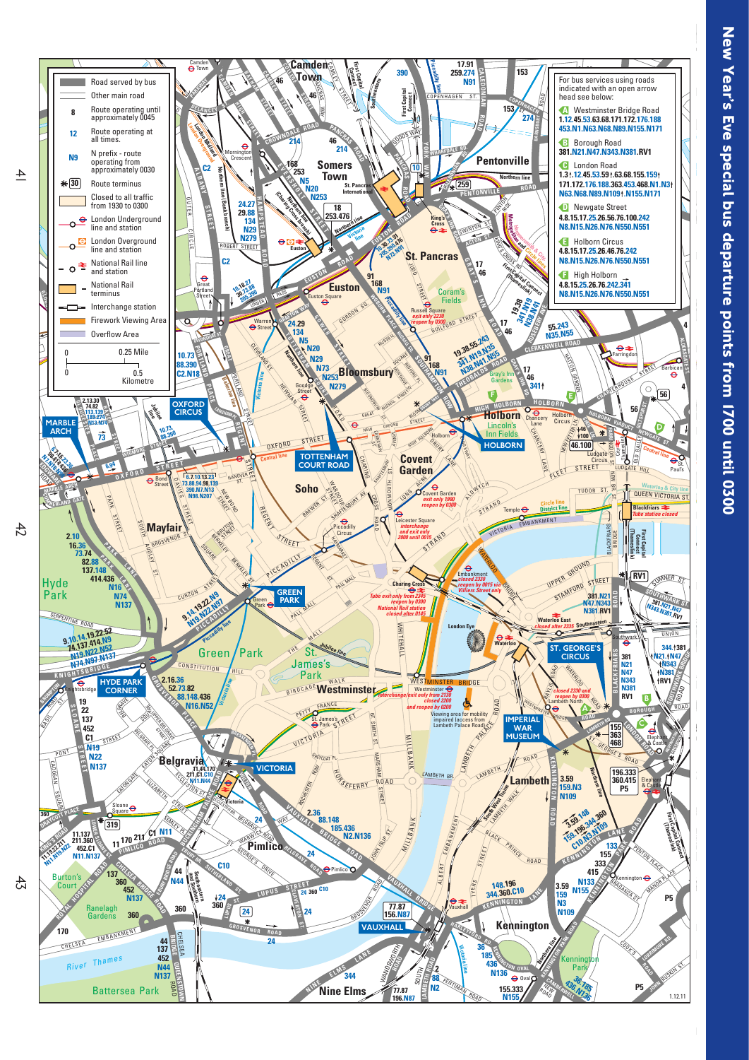# New Year's Eve special bus departure points from 1700 until 0300

| Symbol | Key |
| --- | --- |
| | Road served by bus |
| | Other main road |
| 8 | Route operating until approximately 0045 |
| 12 | Route operating at all times. |
| N9 | N prefix - route operating from approximately 0030 |
| ✱ 30 | Route terminus |
| | Closed to all traffic from 1930 to 0300 |
| | London Underground line and station |
| | London Overground line and station |
| | National Rail line and station |
| | National Rail terminus |
| | Interchange station |
| | Firework Viewing Area |
| | Overflow Area |

Scale: 0 – 0.25 Mile; 0 – 0.5 Kilometre

For bus services using roads indicated with an open arrow head see below:

**A** Westminster Bridge Road
**1.12.45.53.63.68.171.172.176.188 453.N1.N63.N68.N89.N155.N171**

**B** Borough Road
**381.N21.N47.N343.N381.RV1**

**C** London Road
**1.3†.12.45.53.59†.63.68.155.159† 171.172.176.188.363.453.468.N1.N3† N63.N68.N89.N109†.N155.N171**

**D** Newgate Street
**4.8.15.17.25.26.56.76.100.242 N8.N15.N26.N76.N550.N551**

**E** Holborn Circus
**4.8.15.17.25.26.46.76.242 N8.N15.N26.N76.N550.N551**

**F** High Holborn
**4.8.15.25.26.76.242.341 N8.N15.N26.N76.N550.N551**

Map notes:

- Covent Garden: exit only 1900, reopen by 0300
- Leicester Square: interchange and exit only 2000 until 0015
- Charing Cross: Tube exit only from 2345, reopen by 0300; National Rail station closed after 0145
- Embankment: closed 2330, reopen by 0015 via Villiers Street only
- Westminster: interchange/exit only from 2130, closed 2200 and reopen by 0200
- Waterloo East: closed after 2335
- Lambeth North: closed 2330 and reopen by 0300
- Russell Square: exit only 2230, reopen by 0300
- Blackfriars: Tube station closed
- Viewing area for mobility impaired access from Lambeth Palace Road

1.12.11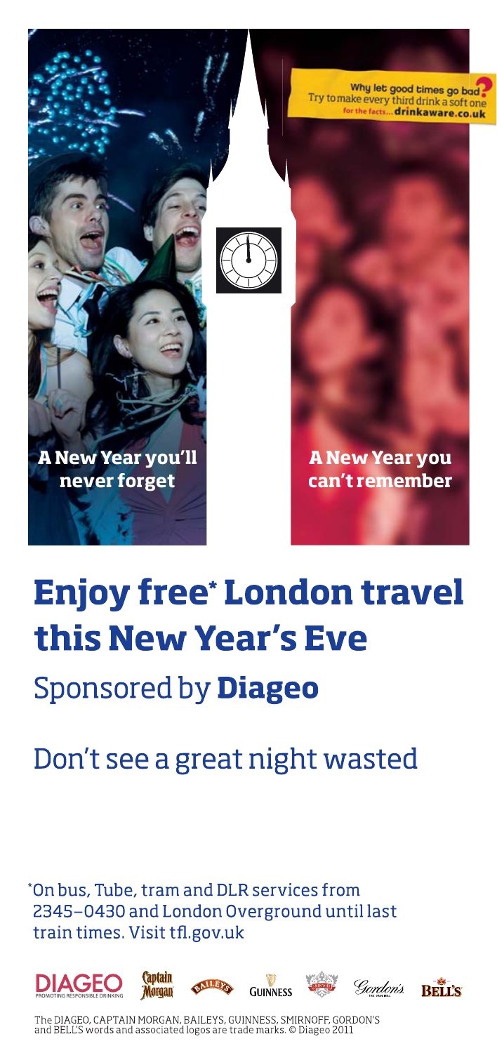Why let good times go bad?
Try to make every third drink a soft one
for the facts... drinkaware.co.uk

**A New Year you'll never forget**

**A New Year you can't remember**

# Enjoy free* London travel this New Year's Eve

## Sponsored by **Diageo**

## Don't see a great night wasted

*On bus, Tube, tram and DLR services from 2345–0430 and London Overground until last train times. Visit tfl.gov.uk

DIAGEO PROMOTING RESPONSIBLE DRINKING · Captain Morgan · Baileys · Guinness · Smirnoff · Gordon's · Bell's

The DIAGEO, CAPTAIN MORGAN, BAILEYS, GUINNESS, SMIRNOFF, GORDON'S and BELL'S words and associated logos are trade marks. © Diageo 2011